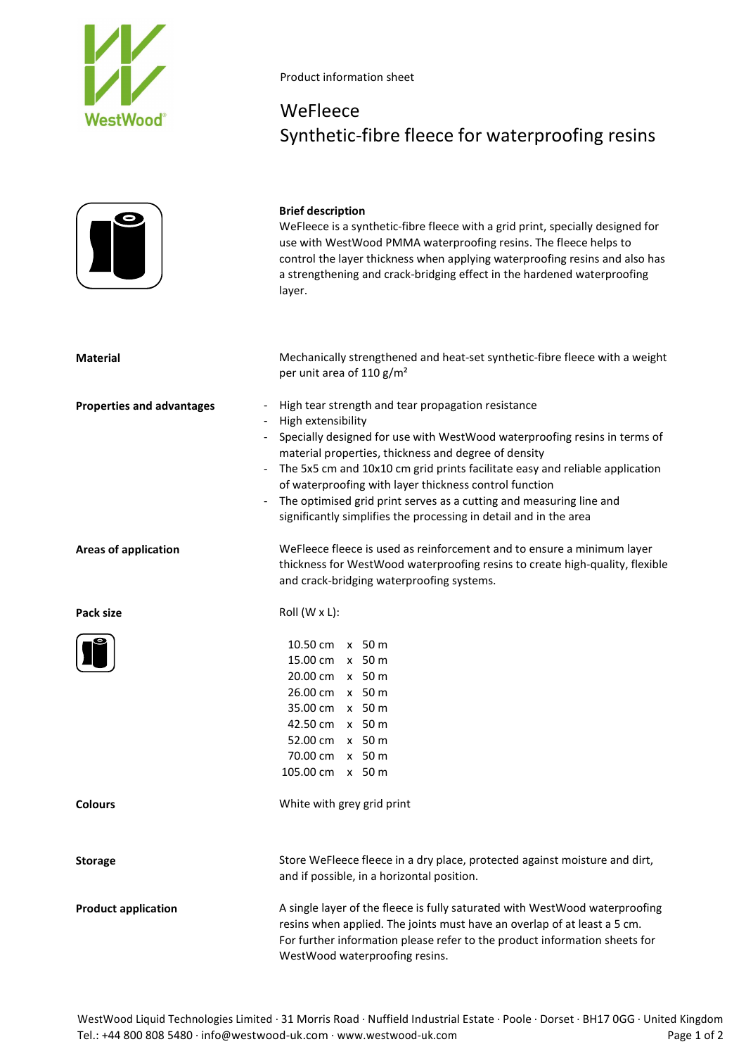Product information sheet

# WeFleece
## Synthetic-fibre fleece for waterproofing resins

**Brief description**

WeFleece is a synthetic-fibre fleece with a grid print, specially designed for use with WestWood PMMA waterproofing resins. The fleece helps to control the layer thickness when applying waterproofing resins and also has a strengthening and crack-bridging effect in the hardened waterproofing layer.

**Material**

Mechanically strengthened and heat-set synthetic-fibre fleece with a weight per unit area of 110 g/m²

**Properties and advantages**

- High tear strength and tear propagation resistance
- High extensibility
- Specially designed for use with WestWood waterproofing resins in terms of material properties, thickness and degree of density
- The 5x5 cm and 10x10 cm grid prints facilitate easy and reliable application of waterproofing with layer thickness control function
- The optimised grid print serves as a cutting and measuring line and significantly simplifies the processing in detail and in the area

**Areas of application**

WeFleece fleece is used as reinforcement and to ensure a minimum layer thickness for WestWood waterproofing resins to create high-quality, flexible and crack-bridging waterproofing systems.

**Pack size**

Roll (W x L):

| W | | L |
|---|---|---|
| 10.50 cm | x | 50 m |
| 15.00 cm | x | 50 m |
| 20.00 cm | x | 50 m |
| 26.00 cm | x | 50 m |
| 35.00 cm | x | 50 m |
| 42.50 cm | x | 50 m |
| 52.00 cm | x | 50 m |
| 70.00 cm | x | 50 m |
| 105.00 cm | x | 50 m |

**Colours**

White with grey grid print

**Storage**

Store WeFleece fleece in a dry place, protected against moisture and dirt, and if possible, in a horizontal position.

**Product application**

A single layer of the fleece is fully saturated with WestWood waterproofing resins when applied. The joints must have an overlap of at least a 5 cm. For further information please refer to the product information sheets for WestWood waterproofing resins.

WestWood Liquid Technologies Limited · 31 Morris Road · Nuffield Industrial Estate · Poole · Dorset · BH17 0GG · United Kingdom
Tel.: +44 800 808 5480 · info@westwood-uk.com · www.westwood-uk.com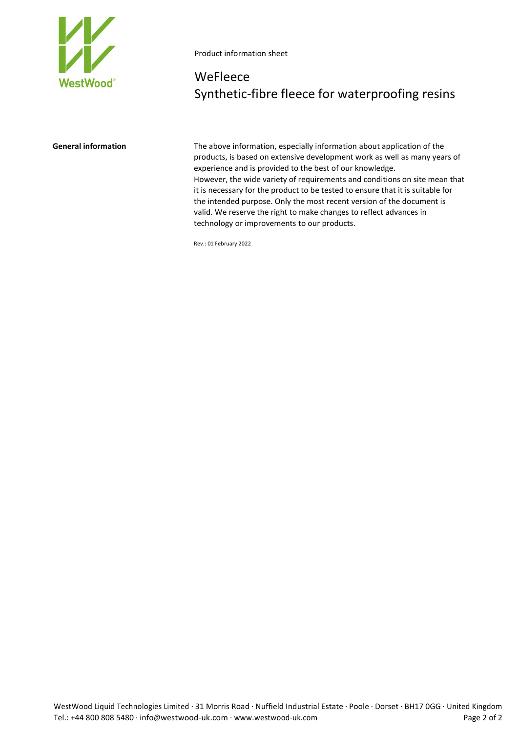Product information sheet

# WeFleece
## Synthetic-fibre fleece for waterproofing resins

**General information**

The above information, especially information about application of the products, is based on extensive development work as well as many years of experience and is provided to the best of our knowledge.
However, the wide variety of requirements and conditions on site mean that it is necessary for the product to be tested to ensure that it is suitable for the intended purpose. Only the most recent version of the document is valid. We reserve the right to make changes to reflect advances in technology or improvements to our products.

Rev.: 01 February 2022

WestWood Liquid Technologies Limited · 31 Morris Road · Nuffield Industrial Estate · Poole · Dorset · BH17 0GG · United Kingdom
Tel.: +44 800 808 5480 · info@westwood-uk.com · www.westwood-uk.com